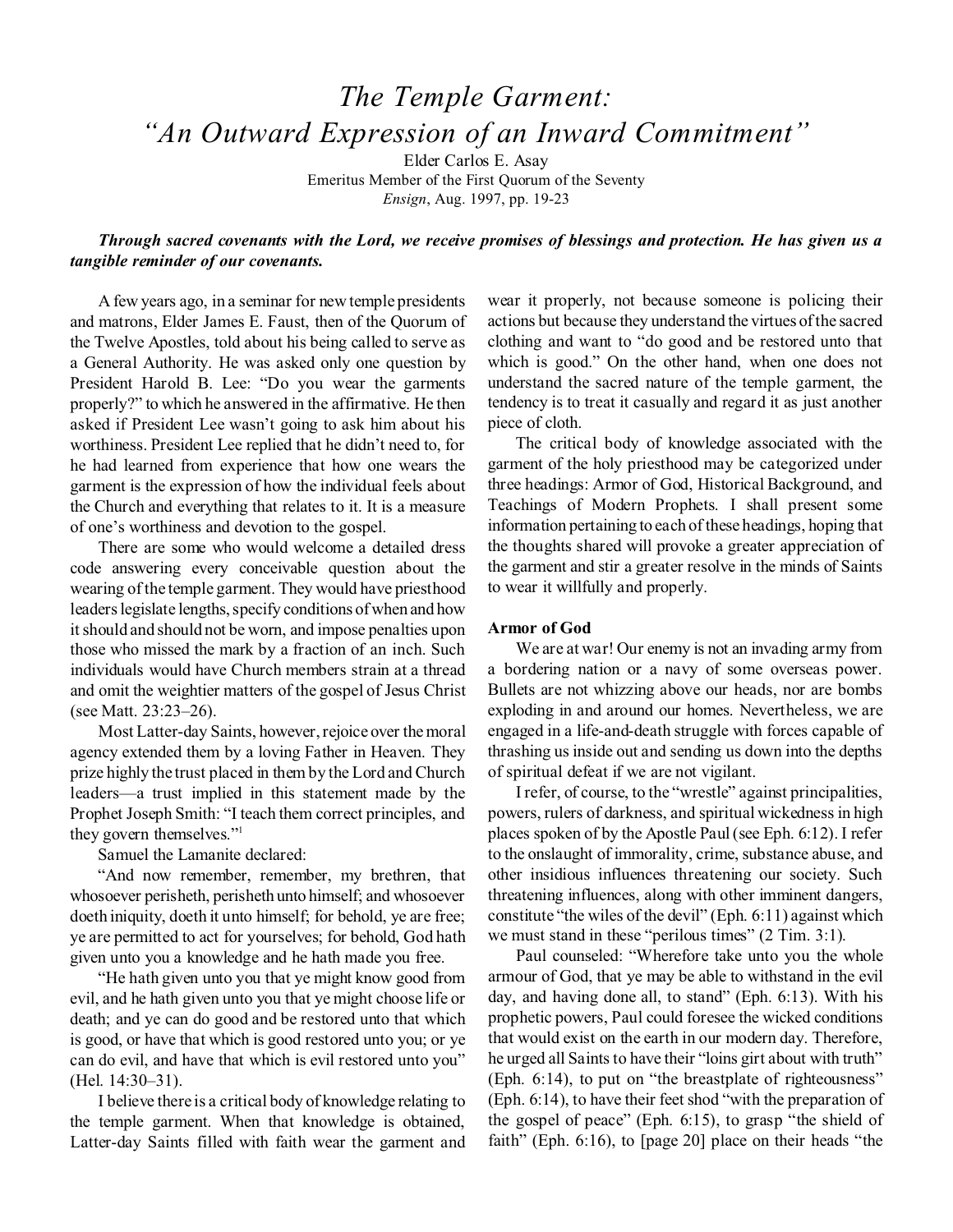# *The Temple Garment: "An Outward Expression of an Inward Commitment"*

Elder Carlos E. Asay

Emeritus Member of the First Quorum of the Seventy

*Ensign*, Aug. 1997, pp. 19-23

***Through sacred covenants with the Lord, we receive promises of blessings and protection. He has given us a tangible reminder of our covenants.***

A few years ago, in a seminar for new temple presidents and matrons, Elder James E. Faust, then of the Quorum of the Twelve Apostles, told about his being called to serve as a General Authority. He was asked only one question by President Harold B. Lee: "Do you wear the garments properly?" to which he answered in the affirmative. He then asked if President Lee wasn't going to ask him about his worthiness. President Lee replied that he didn't need to, for he had learned from experience that how one wears the garment is the expression of how the individual feels about the Church and everything that relates to it. It is a measure of one's worthiness and devotion to the gospel.

There are some who would welcome a detailed dress code answering every conceivable question about the wearing of the temple garment. They would have priesthood leaders legislate lengths, specify conditions of when and how it should and should not be worn, and impose penalties upon those who missed the mark by a fraction of an inch. Such individuals would have Church members strain at a thread and omit the weightier matters of the gospel of Jesus Christ (see Matt. 23:23–26).

Most Latter-day Saints, however, rejoice over the moral agency extended them by a loving Father in Heaven. They prize highly the trust placed in them by the Lord and Church leaders—a trust implied in this statement made by the Prophet Joseph Smith: "I teach them correct principles, and they govern themselves."[1]

Samuel the Lamanite declared:

"And now remember, remember, my brethren, that whosoever perisheth, perisheth unto himself; and whosoever doeth iniquity, doeth it unto himself; for behold, ye are free; ye are permitted to act for yourselves; for behold, God hath given unto you a knowledge and he hath made you free.

"He hath given unto you that ye might know good from evil, and he hath given unto you that ye might choose life or death; and ye can do good and be restored unto that which is good, or have that which is good restored unto you; or ye can do evil, and have that which is evil restored unto you" (Hel. 14:30–31).

I believe there is a critical body of knowledge relating to the temple garment. When that knowledge is obtained, Latter-day Saints filled with faith wear the garment and wear it properly, not because someone is policing their actions but because they understand the virtues of the sacred clothing and want to "do good and be restored unto that which is good." On the other hand, when one does not understand the sacred nature of the temple garment, the tendency is to treat it casually and regard it as just another piece of cloth.

The critical body of knowledge associated with the garment of the holy priesthood may be categorized under three headings: Armor of God, Historical Background, and Teachings of Modern Prophets. I shall present some information pertaining to each of these headings, hoping that the thoughts shared will provoke a greater appreciation of the garment and stir a greater resolve in the minds of Saints to wear it willfully and properly.

### Armor of God

We are at war! Our enemy is not an invading army from a bordering nation or a navy of some overseas power. Bullets are not whizzing above our heads, nor are bombs exploding in and around our homes. Nevertheless, we are engaged in a life-and-death struggle with forces capable of thrashing us inside out and sending us down into the depths of spiritual defeat if we are not vigilant.

I refer, of course, to the "wrestle" against principalities, powers, rulers of darkness, and spiritual wickedness in high places spoken of by the Apostle Paul (see Eph. 6:12). I refer to the onslaught of immorality, crime, substance abuse, and other insidious influences threatening our society. Such threatening influences, along with other imminent dangers, constitute "the wiles of the devil" (Eph. 6:11) against which we must stand in these "perilous times" (2 Tim. 3:1).

Paul counseled: "Wherefore take unto you the whole armour of God, that ye may be able to withstand in the evil day, and having done all, to stand" (Eph. 6:13). With his prophetic powers, Paul could foresee the wicked conditions that would exist on the earth in our modern day. Therefore, he urged all Saints to have their "loins girt about with truth" (Eph. 6:14), to put on "the breastplate of righteousness" (Eph. 6:14), to have their feet shod "with the preparation of the gospel of peace" (Eph. 6:15), to grasp "the shield of faith" (Eph. 6:16), to [page 20] place on their heads "the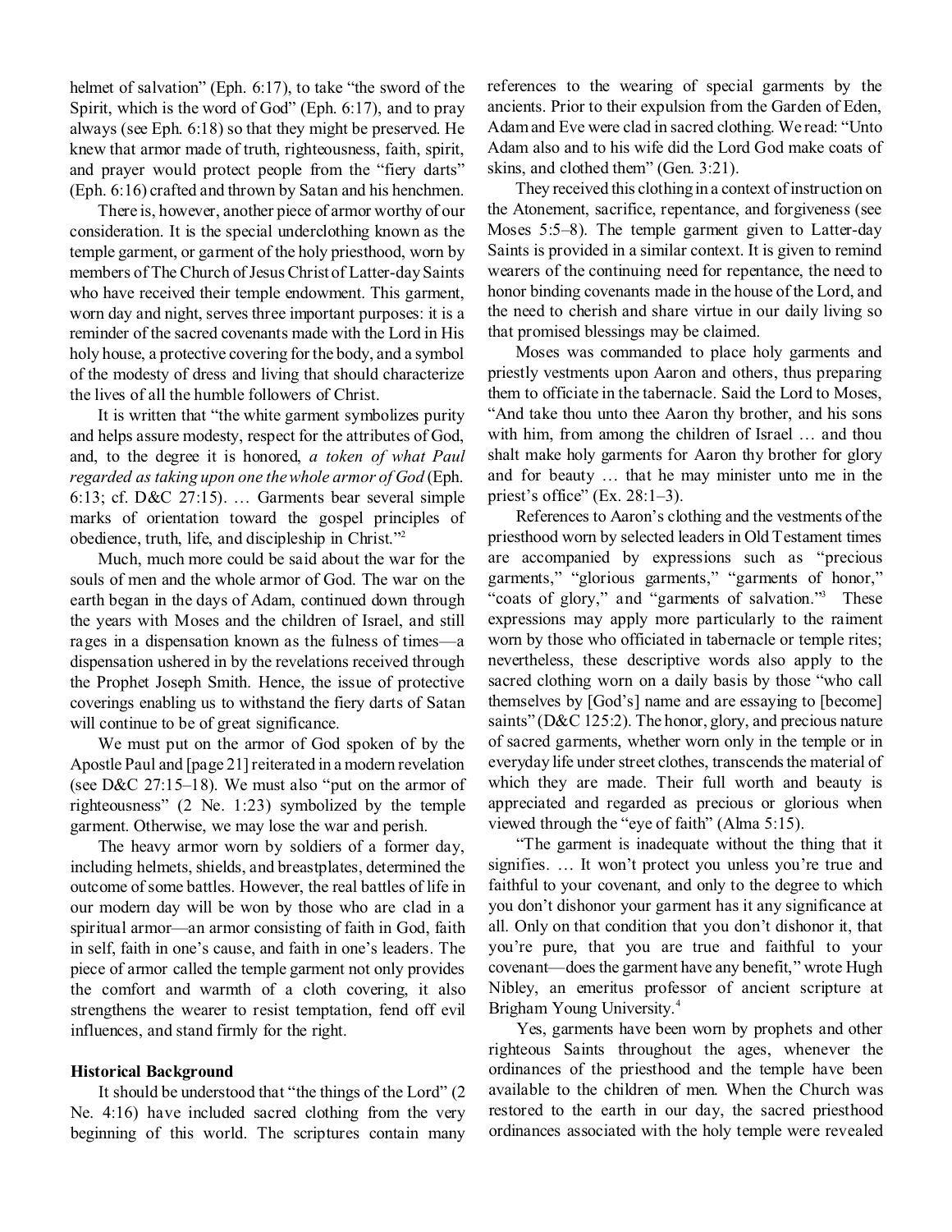helmet of salvation" (Eph. 6:17), to take "the sword of the Spirit, which is the word of God" (Eph. 6:17), and to pray always (see Eph. 6:18) so that they might be preserved. He knew that armor made of truth, righteousness, faith, spirit, and prayer would protect people from the "fiery darts" (Eph. 6:16) crafted and thrown by Satan and his henchmen.

There is, however, another piece of armor worthy of our consideration. It is the special underclothing known as the temple garment, or garment of the holy priesthood, worn by members of The Church of Jesus Christ of Latter-day Saints who have received their temple endowment. This garment, worn day and night, serves three important purposes: it is a reminder of the sacred covenants made with the Lord in His holy house, a protective covering for the body, and a symbol of the modesty of dress and living that should characterize the lives of all the humble followers of Christ.

It is written that "the white garment symbolizes purity and helps assure modesty, respect for the attributes of God, and, to the degree it is honored, *a token of what Paul regarded as taking upon one the whole armor of God* (Eph. 6:13; cf. D&C 27:15). … Garments bear several simple marks of orientation toward the gospel principles of obedience, truth, life, and discipleship in Christ."[2]

Much, much more could be said about the war for the souls of men and the whole armor of God. The war on the earth began in the days of Adam, continued down through the years with Moses and the children of Israel, and still rages in a dispensation known as the fulness of times—a dispensation ushered in by the revelations received through the Prophet Joseph Smith. Hence, the issue of protective coverings enabling us to withstand the fiery darts of Satan will continue to be of great significance.

We must put on the armor of God spoken of by the Apostle Paul and [page 21] reiterated in a modern revelation (see D&C 27:15–18). We must also "put on the armor of righteousness" (2 Ne. 1:23) symbolized by the temple garment. Otherwise, we may lose the war and perish.

The heavy armor worn by soldiers of a former day, including helmets, shields, and breastplates, determined the outcome of some battles. However, the real battles of life in our modern day will be won by those who are clad in a spiritual armor—an armor consisting of faith in God, faith in self, faith in one's cause, and faith in one's leaders. The piece of armor called the temple garment not only provides the comfort and warmth of a cloth covering, it also strengthens the wearer to resist temptation, fend off evil influences, and stand firmly for the right.

**Historical Background**

It should be understood that "the things of the Lord" (2 Ne. 4:16) have included sacred clothing from the very beginning of this world. The scriptures contain many references to the wearing of special garments by the ancients. Prior to their expulsion from the Garden of Eden, Adam and Eve were clad in sacred clothing. We read: "Unto Adam also and to his wife did the Lord God make coats of skins, and clothed them" (Gen. 3:21).

They received this clothing in a context of instruction on the Atonement, sacrifice, repentance, and forgiveness (see Moses 5:5–8). The temple garment given to Latter-day Saints is provided in a similar context. It is given to remind wearers of the continuing need for repentance, the need to honor binding covenants made in the house of the Lord, and the need to cherish and share virtue in our daily living so that promised blessings may be claimed.

Moses was commanded to place holy garments and priestly vestments upon Aaron and others, thus preparing them to officiate in the tabernacle. Said the Lord to Moses, "And take thou unto thee Aaron thy brother, and his sons with him, from among the children of Israel … and thou shalt make holy garments for Aaron thy brother for glory and for beauty … that he may minister unto me in the priest's office" (Ex. 28:1–3).

References to Aaron's clothing and the vestments of the priesthood worn by selected leaders in Old Testament times are accompanied by expressions such as "precious garments," "glorious garments," "garments of honor," "coats of glory," and "garments of salvation."[3] These expressions may apply more particularly to the raiment worn by those who officiated in tabernacle or temple rites; nevertheless, these descriptive words also apply to the sacred clothing worn on a daily basis by those "who call themselves by [God's] name and are essaying to [become] saints" (D&C 125:2). The honor, glory, and precious nature of sacred garments, whether worn only in the temple or in everyday life under street clothes, transcends the material of which they are made. Their full worth and beauty is appreciated and regarded as precious or glorious when viewed through the "eye of faith" (Alma 5:15).

"The garment is inadequate without the thing that it signifies. … It won't protect you unless you're true and faithful to your covenant, and only to the degree to which you don't dishonor your garment has it any significance at all. Only on that condition that you don't dishonor it, that you're pure, that you are true and faithful to your covenant—does the garment have any benefit," wrote Hugh Nibley, an emeritus professor of ancient scripture at Brigham Young University.[4]

Yes, garments have been worn by prophets and other righteous Saints throughout the ages, whenever the ordinances of the priesthood and the temple have been available to the children of men. When the Church was restored to the earth in our day, the sacred priesthood ordinances associated with the holy temple were revealed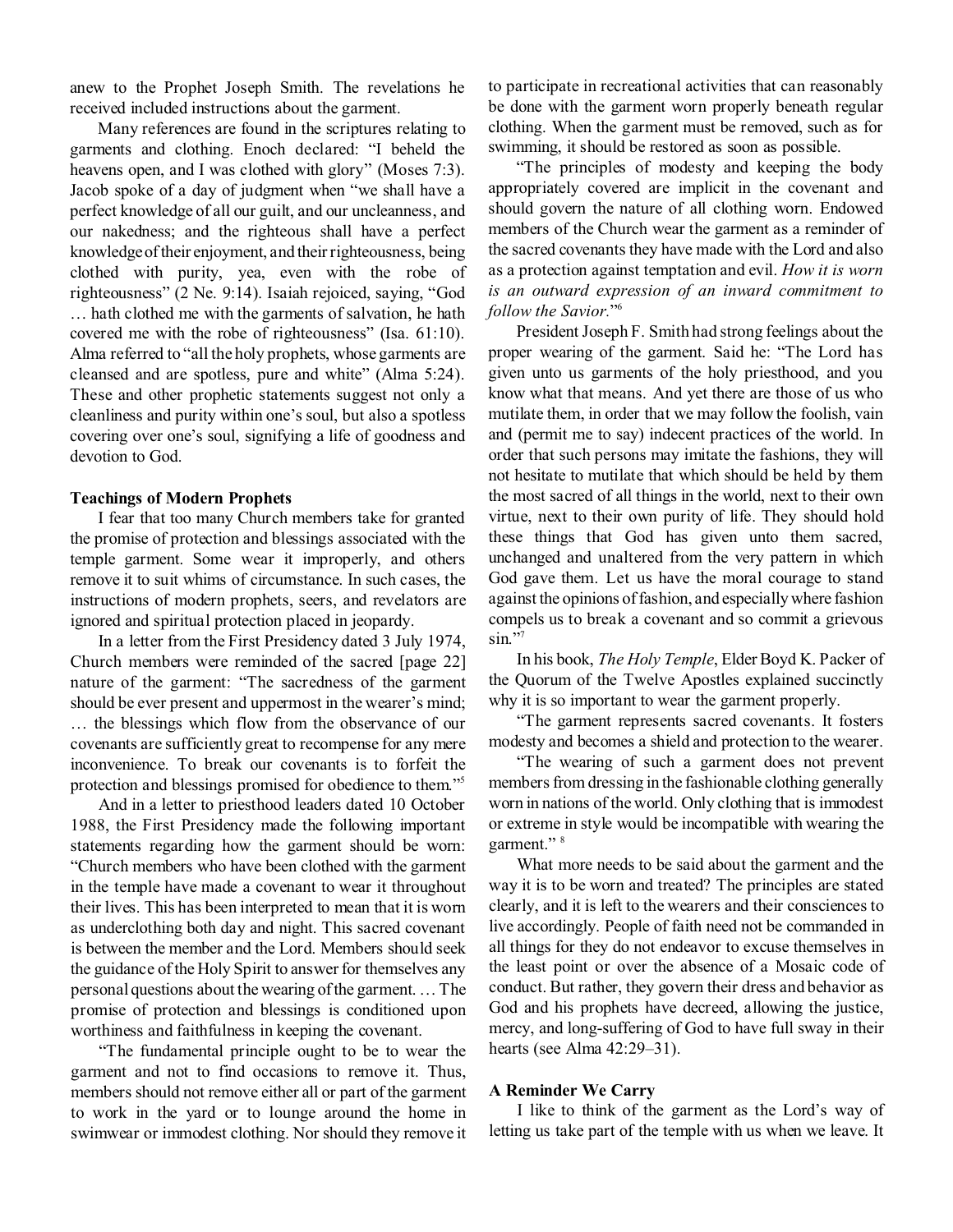anew to the Prophet Joseph Smith. The revelations he received included instructions about the garment.

Many references are found in the scriptures relating to garments and clothing. Enoch declared: "I beheld the heavens open, and I was clothed with glory" (Moses 7:3). Jacob spoke of a day of judgment when "we shall have a perfect knowledge of all our guilt, and our uncleanness, and our nakedness; and the righteous shall have a perfect knowledge of their enjoyment, and their righteousness, being clothed with purity, yea, even with the robe of righteousness" (2 Ne. 9:14). Isaiah rejoiced, saying, "God … hath clothed me with the garments of salvation, he hath covered me with the robe of righteousness" (Isa. 61:10). Alma referred to "all the holy prophets, whose garments are cleansed and are spotless, pure and white" (Alma 5:24). These and other prophetic statements suggest not only a cleanliness and purity within one's soul, but also a spotless covering over one's soul, signifying a life of goodness and devotion to God.

**Teachings of Modern Prophets**

I fear that too many Church members take for granted the promise of protection and blessings associated with the temple garment. Some wear it improperly, and others remove it to suit whims of circumstance. In such cases, the instructions of modern prophets, seers, and revelators are ignored and spiritual protection placed in jeopardy.

In a letter from the First Presidency dated 3 July 1974, Church members were reminded of the sacred [page 22] nature of the garment: "The sacredness of the garment should be ever present and uppermost in the wearer's mind; … the blessings which flow from the observance of our covenants are sufficiently great to recompense for any mere inconvenience. To break our covenants is to forfeit the protection and blessings promised for obedience to them."[5]

And in a letter to priesthood leaders dated 10 October 1988, the First Presidency made the following important statements regarding how the garment should be worn: "Church members who have been clothed with the garment in the temple have made a covenant to wear it throughout their lives. This has been interpreted to mean that it is worn as underclothing both day and night. This sacred covenant is between the member and the Lord. Members should seek the guidance of the Holy Spirit to answer for themselves any personal questions about the wearing of the garment. … The promise of protection and blessings is conditioned upon worthiness and faithfulness in keeping the covenant.

"The fundamental principle ought to be to wear the garment and not to find occasions to remove it. Thus, members should not remove either all or part of the garment to work in the yard or to lounge around the home in swimwear or immodest clothing. Nor should they remove it to participate in recreational activities that can reasonably be done with the garment worn properly beneath regular clothing. When the garment must be removed, such as for swimming, it should be restored as soon as possible.

"The principles of modesty and keeping the body appropriately covered are implicit in the covenant and should govern the nature of all clothing worn. Endowed members of the Church wear the garment as a reminder of the sacred covenants they have made with the Lord and also as a protection against temptation and evil. *How it is worn is an outward expression of an inward commitment to follow the Savior.*"[6]

President Joseph F. Smith had strong feelings about the proper wearing of the garment. Said he: "The Lord has given unto us garments of the holy priesthood, and you know what that means. And yet there are those of us who mutilate them, in order that we may follow the foolish, vain and (permit me to say) indecent practices of the world. In order that such persons may imitate the fashions, they will not hesitate to mutilate that which should be held by them the most sacred of all things in the world, next to their own virtue, next to their own purity of life. They should hold these things that God has given unto them sacred, unchanged and unaltered from the very pattern in which God gave them. Let us have the moral courage to stand against the opinions of fashion, and especially where fashion compels us to break a covenant and so commit a grievous sin."[7]

In his book, *The Holy Temple*, Elder Boyd K. Packer of the Quorum of the Twelve Apostles explained succinctly why it is so important to wear the garment properly.

"The garment represents sacred covenants. It fosters modesty and becomes a shield and protection to the wearer.

"The wearing of such a garment does not prevent members from dressing in the fashionable clothing generally worn in nations of the world. Only clothing that is immodest or extreme in style would be incompatible with wearing the garment."[8]

What more needs to be said about the garment and the way it is to be worn and treated? The principles are stated clearly, and it is left to the wearers and their consciences to live accordingly. People of faith need not be commanded in all things for they do not endeavor to excuse themselves in the least point or over the absence of a Mosaic code of conduct. But rather, they govern their dress and behavior as God and his prophets have decreed, allowing the justice, mercy, and long-suffering of God to have full sway in their hearts (see Alma 42:29–31).

**A Reminder We Carry**

I like to think of the garment as the Lord's way of letting us take part of the temple with us when we leave. It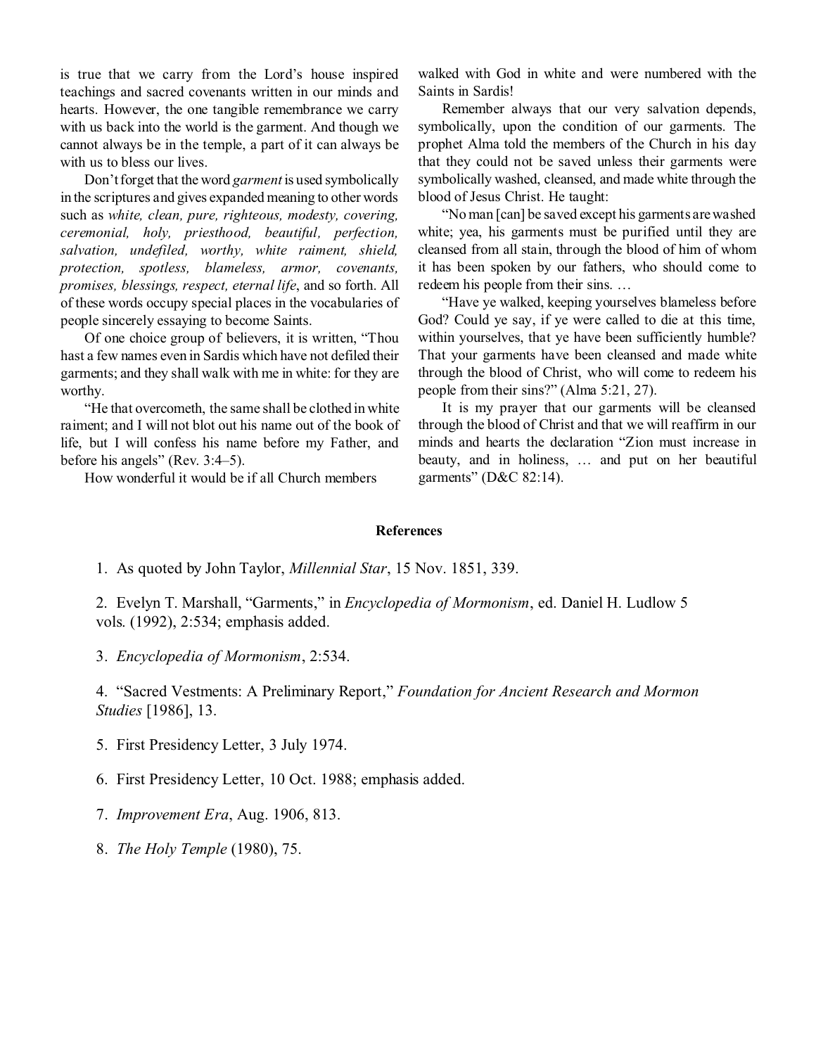is true that we carry from the Lord's house inspired teachings and sacred covenants written in our minds and hearts. However, the one tangible remembrance we carry with us back into the world is the garment. And though we cannot always be in the temple, a part of it can always be with us to bless our lives.

Don't forget that the word *garment* is used symbolically in the scriptures and gives expanded meaning to other words such as *white, clean, pure, righteous, modesty, covering, ceremonial, holy, priesthood, beautiful, perfection, salvation, undefiled, worthy, white raiment, shield, protection, spotless, blameless, armor, covenants, promises, blessings, respect, eternal life*, and so forth. All of these words occupy special places in the vocabularies of people sincerely essaying to become Saints.

Of one choice group of believers, it is written, "Thou hast a few names even in Sardis which have not defiled their garments; and they shall walk with me in white: for they are worthy.

"He that overcometh, the same shall be clothed in white raiment; and I will not blot out his name out of the book of life, but I will confess his name before my Father, and before his angels" (Rev. 3:4–5).

How wonderful it would be if all Church members walked with God in white and were numbered with the Saints in Sardis!

Remember always that our very salvation depends, symbolically, upon the condition of our garments. The prophet Alma told the members of the Church in his day that they could not be saved unless their garments were symbolically washed, cleansed, and made white through the blood of Jesus Christ. He taught:

"No man [can] be saved except his garments are washed white; yea, his garments must be purified until they are cleansed from all stain, through the blood of him of whom it has been spoken by our fathers, who should come to redeem his people from their sins. …

"Have ye walked, keeping yourselves blameless before God? Could ye say, if ye were called to die at this time, within yourselves, that ye have been sufficiently humble? That your garments have been cleansed and made white through the blood of Christ, who will come to redeem his people from their sins?" (Alma 5:21, 27).

It is my prayer that our garments will be cleansed through the blood of Christ and that we will reaffirm in our minds and hearts the declaration "Zion must increase in beauty, and in holiness, … and put on her beautiful garments" (D&C 82:14).

**References**

1. As quoted by John Taylor, *Millennial Star*, 15 Nov. 1851, 339.

2. Evelyn T. Marshall, "Garments," in *Encyclopedia of Mormonism*, ed. Daniel H. Ludlow 5 vols. (1992), 2:534; emphasis added.

3. *Encyclopedia of Mormonism*, 2:534.

4. "Sacred Vestments: A Preliminary Report," *Foundation for Ancient Research and Mormon Studies* [1986], 13.

5. First Presidency Letter, 3 July 1974.

6. First Presidency Letter, 10 Oct. 1988; emphasis added.

7. *Improvement Era*, Aug. 1906, 813.

8. *The Holy Temple* (1980), 75.